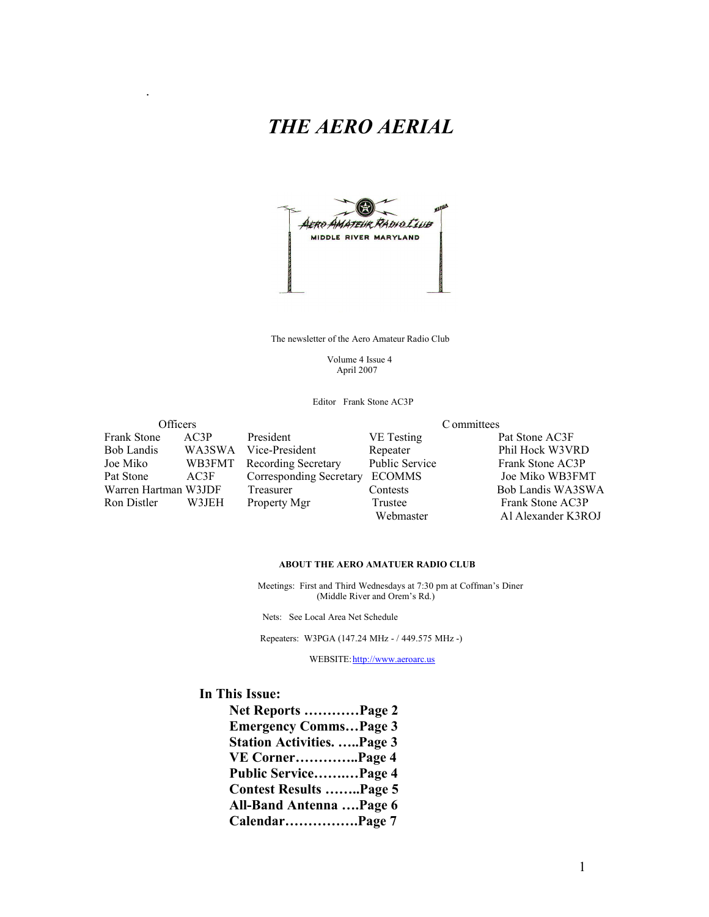# *THE AERO AERIAL*

The newsletter of the Aero Amateur Radio Club

Volume 4 Issue 4
April 2007

Editor Frank Stone AC3P

| Officers | | | Committees | |
|---|---|---|---|---|
| Frank Stone | AC3P | President | VE Testing | Pat Stone AC3F |
| Bob Landis | WA3SWA | Vice-President | Repeater | Phil Hock W3VRD |
| Joe Miko | WB3FMT | Recording Secretary | Public Service | Frank Stone AC3P |
| Pat Stone | AC3F | Corresponding Secretary | ECOMMS | Joe Miko WB3FMT |
| Warren Hartman | W3JDF | Treasurer | Contests | Bob Landis WA3SWA |
| Ron Distler | W3JEH | Property Mgr | Trustee | Frank Stone AC3P |
| | | | Webmaster | Al Alexander K3ROJ |

**ABOUT THE AERO AMATUER RADIO CLUB**

Meetings: First and Third Wednesdays at 7:30 pm at Coffman's Diner (Middle River and Orem's Rd.)

Nets: See Local Area Net Schedule

Repeaters: W3PGA (147.24 MHz - / 449.575 MHz -)

WEBSITE: http://www.aeroarc.us

## In This Issue:

**Net Reports …………Page 2**
**Emergency Comms…Page 3**
**Station Activities. …..Page 3**
**VE Corner…………..Page 4**
**Public Service….…..Page 4**
**Contest Results ……..Page 5**
**All-Band Antenna ….Page 6**
**Calendar…………….Page 7**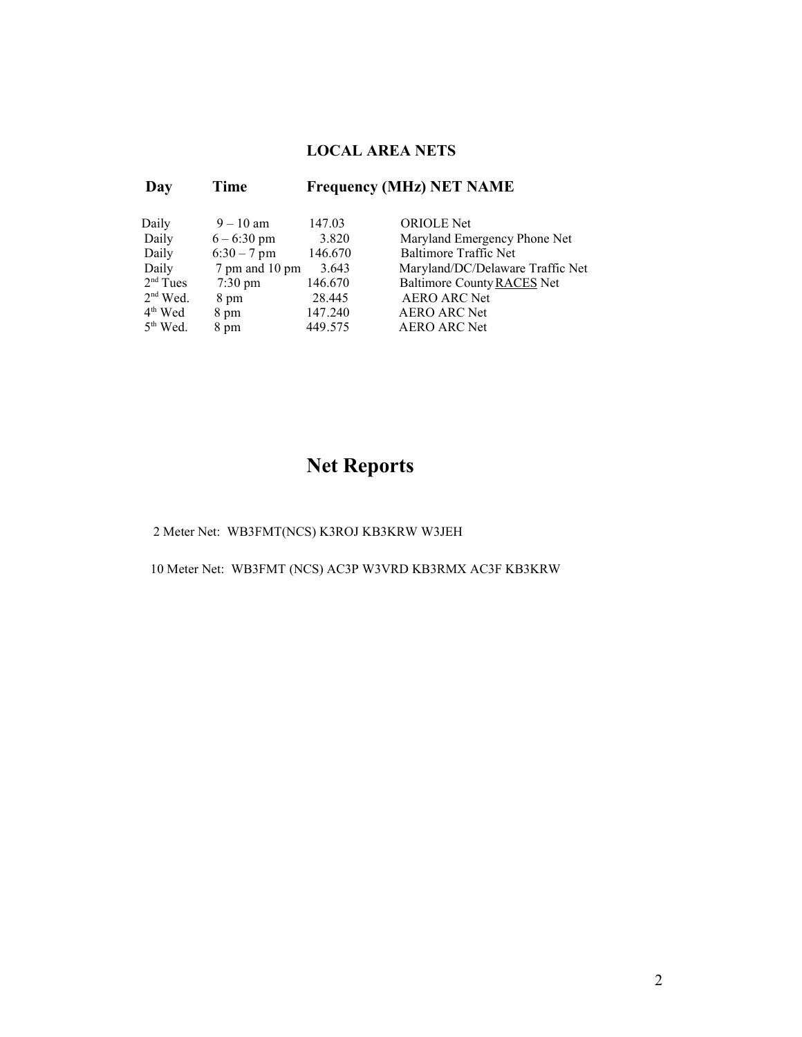## LOCAL AREA NETS

| Day | Time | Frequency (MHz) | NET NAME |
|---|---|---|---|
| Daily | 9 – 10 am | 147.03 | ORIOLE Net |
| Daily | 6 – 6:30 pm | 3.820 | Maryland Emergency Phone Net |
| Daily | 6:30 – 7 pm | 146.670 | Baltimore Traffic Net |
| Daily | 7 pm and 10 pm | 3.643 | Maryland/DC/Delaware Traffic Net |
| 2nd Tues | 7:30 pm | 146.670 | Baltimore County RACES Net |
| 2nd Wed. | 8 pm | 28.445 | AERO ARC Net |
| 4th Wed | 8 pm | 147.240 | AERO ARC Net |
| 5th Wed. | 8 pm | 449.575 | AERO ARC Net |

# Net Reports

2 Meter Net: WB3FMT(NCS) K3ROJ KB3KRW W3JEH

10 Meter Net: WB3FMT (NCS) AC3P W3VRD KB3RMX AC3F KB3KRW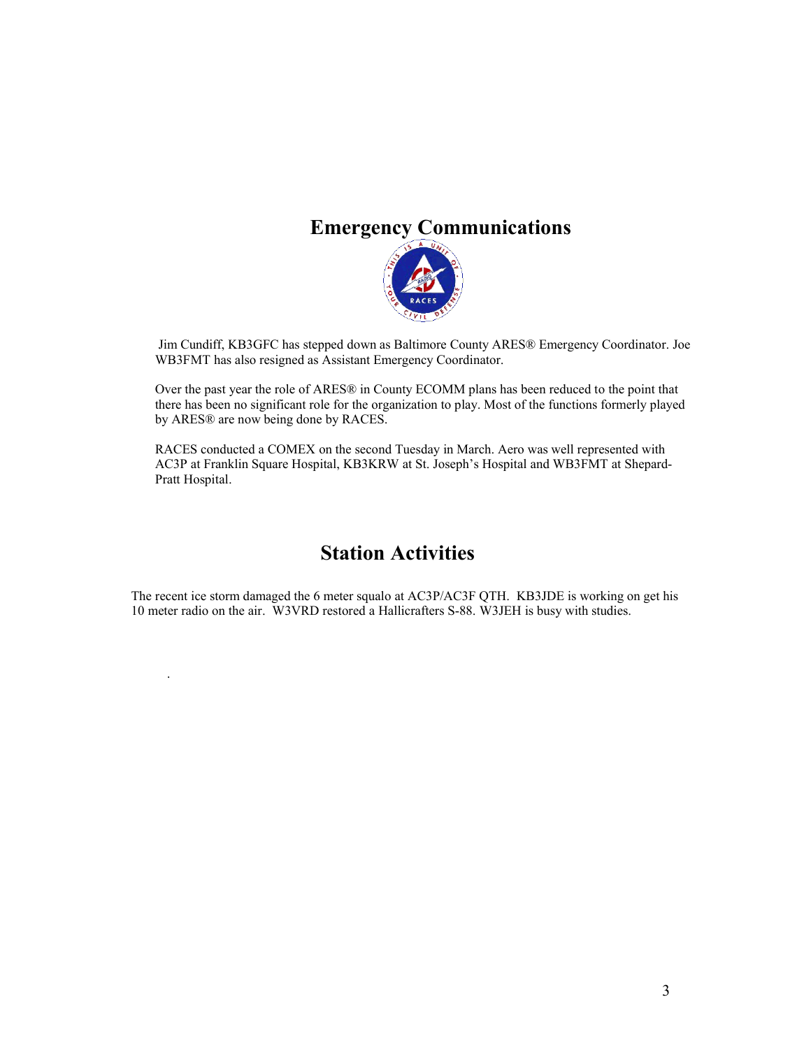# Emergency Communications

Jim Cundiff, KB3GFC has stepped down as Baltimore County ARES® Emergency Coordinator. Joe WB3FMT has also resigned as Assistant Emergency Coordinator.

Over the past year the role of ARES® in County ECOMM plans has been reduced to the point that there has been no significant role for the organization to play. Most of the functions formerly played by ARES® are now being done by RACES.

RACES conducted a COMEX on the second Tuesday in March. Aero was well represented with AC3P at Franklin Square Hospital, KB3KRW at St. Joseph's Hospital and WB3FMT at Shepard-Pratt Hospital.

# Station Activities

The recent ice storm damaged the 6 meter squalo at AC3P/AC3F QTH. KB3JDE is working on get his 10 meter radio on the air. W3VRD restored a Hallicrafters S-88. W3JEH is busy with studies.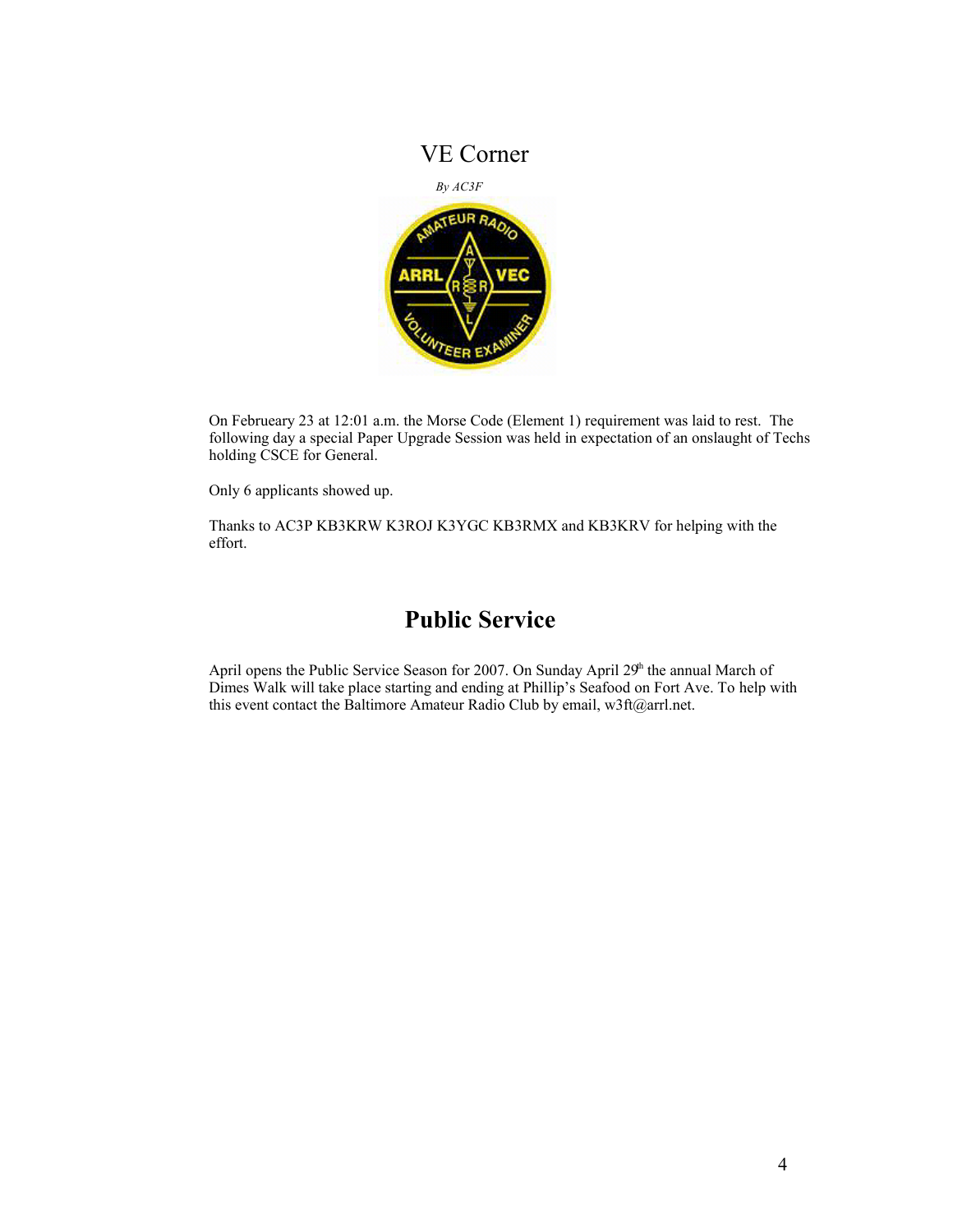# VE Corner

*By AC3F*

On Februeary 23 at 12:01 a.m. the Morse Code (Element 1) requirement was laid to rest. The following day a special Paper Upgrade Session was held in expectation of an onslaught of Techs holding CSCE for General.

Only 6 applicants showed up.

Thanks to AC3P KB3KRW K3ROJ K3YGC KB3RMX and KB3KRV for helping with the effort.

# Public Service

April opens the Public Service Season for 2007. On Sunday April 29th the annual March of Dimes Walk will take place starting and ending at Phillip's Seafood on Fort Ave. To help with this event contact the Baltimore Amateur Radio Club by email, w3ft@arrl.net.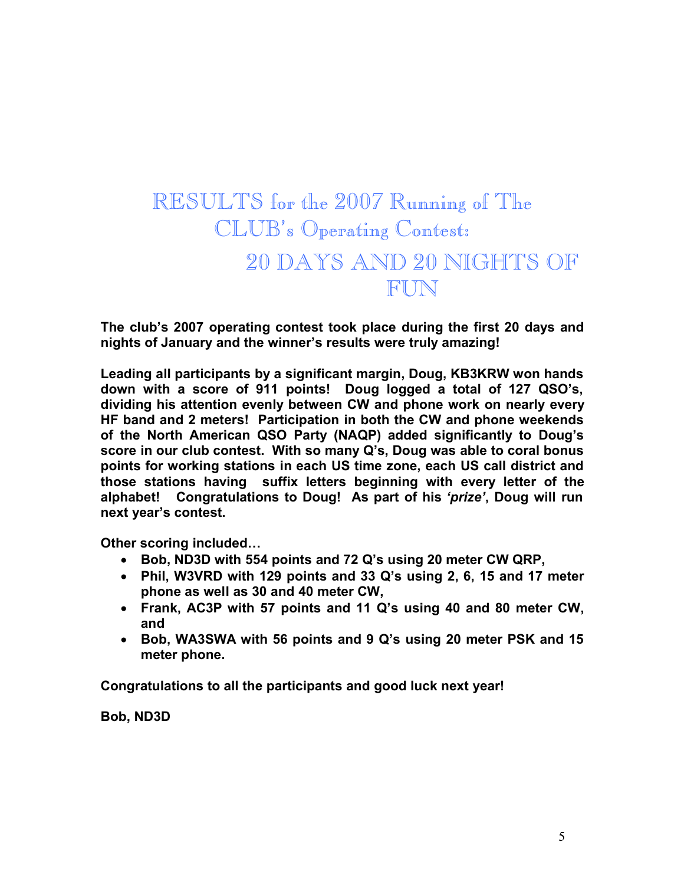# RESULTS for the 2007 Running of The CLUB's Operating Contest:

## 20 DAYS AND 20 NIGHTS OF FUN

**The club's 2007 operating contest took place during the first 20 days and nights of January and the winner's results were truly amazing!**

**Leading all participants by a significant margin, Doug, KB3KRW won hands down with a score of 911 points! Doug logged a total of 127 QSO's, dividing his attention evenly between CW and phone work on nearly every HF band and 2 meters! Participation in both the CW and phone weekends of the North American QSO Party (NAQP) added significantly to Doug's score in our club contest. With so many Q's, Doug was able to coral bonus points for working stations in each US time zone, each US call district and those stations having suffix letters beginning with every letter of the alphabet! Congratulations to Doug! As part of his *'prize'*, Doug will run next year's contest.**

**Other scoring included…**

- **Bob, ND3D with 554 points and 72 Q's using 20 meter CW QRP,**
- **Phil, W3VRD with 129 points and 33 Q's using 2, 6, 15 and 17 meter phone as well as 30 and 40 meter CW,**
- **Frank, AC3P with 57 points and 11 Q's using 40 and 80 meter CW, and**
- **Bob, WA3SWA with 56 points and 9 Q's using 20 meter PSK and 15 meter phone.**

**Congratulations to all the participants and good luck next year!**

**Bob, ND3D**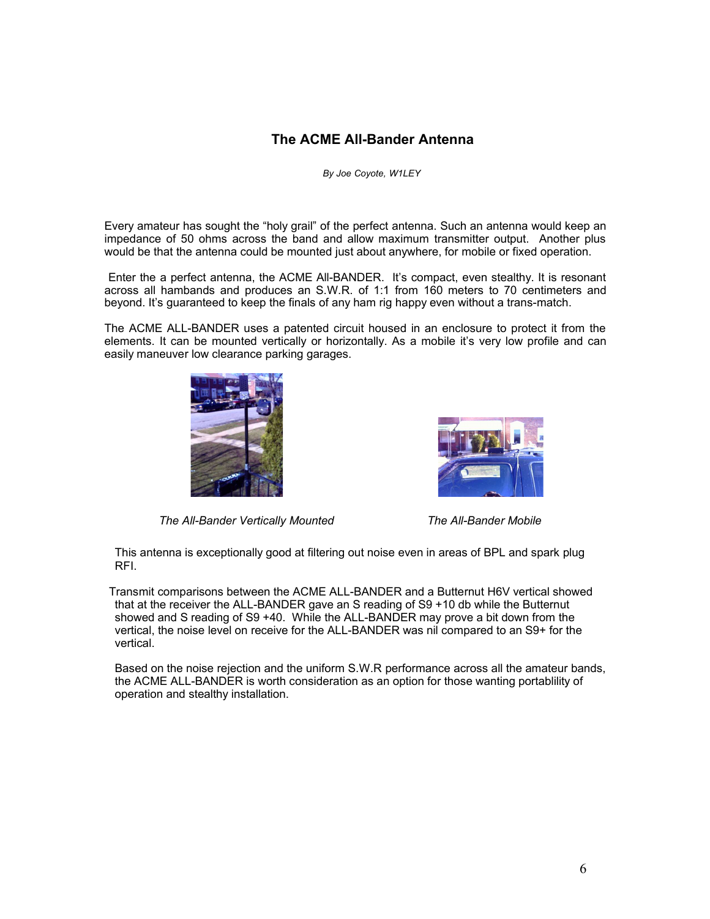## The ACME All-Bander Antenna

*By Joe Coyote, W1LEY*

Every amateur has sought the "holy grail" of the perfect antenna. Such an antenna would keep an impedance of 50 ohms across the band and allow maximum transmitter output. Another plus would be that the antenna could be mounted just about anywhere, for mobile or fixed operation.

Enter the a perfect antenna, the ACME All-BANDER. It's compact, even stealthy. It is resonant across all hambands and produces an S.W.R. of 1:1 from 160 meters to 70 centimeters and beyond. It's guaranteed to keep the finals of any ham rig happy even without a trans-match.

The ACME ALL-BANDER uses a patented circuit housed in an enclosure to protect it from the elements. It can be mounted vertically or horizontally. As a mobile it's very low profile and can easily maneuver low clearance parking garages.

*The All-Bander Vertically Mounted*

*The All-Bander Mobile*

This antenna is exceptionally good at filtering out noise even in areas of BPL and spark plug RFI.

Transmit comparisons between the ACME ALL-BANDER and a Butternut H6V vertical showed that at the receiver the ALL-BANDER gave an S reading of S9 +10 db while the Butternut showed and S reading of S9 +40. While the ALL-BANDER may prove a bit down from the vertical, the noise level on receive for the ALL-BANDER was nil compared to an S9+ for the vertical.

Based on the noise rejection and the uniform S.W.R performance across all the amateur bands, the ACME ALL-BANDER is worth consideration as an option for those wanting portablility of operation and stealthy installation.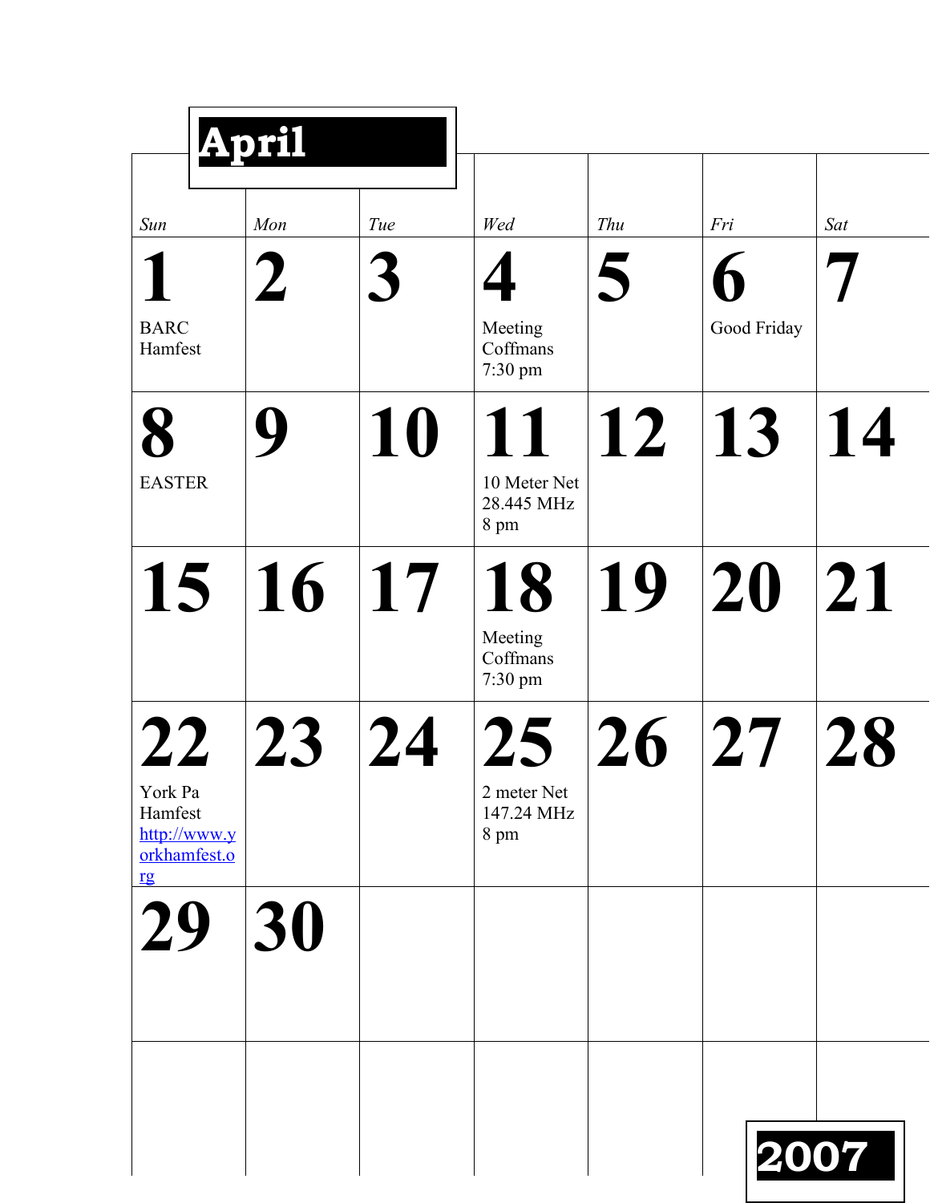# April

| Sun | Mon | Tue | Wed | Thu | Fri | Sat |
|---|---|---|---|---|---|---|
| **1** BARC Hamfest | **2** | **3** | **4** Meeting Coffmans 7:30 pm | **5** | **6** Good Friday | **7** |
| **8** EASTER | **9** | **10** | **11** 10 Meter Net 28.445 MHz 8 pm | **12** | **13** | **14** |
| **15** | **16** | **17** | **18** Meeting Coffmans 7:30 pm | **19** | **20** | **21** |
| **22** York Pa Hamfest http://www.yorkhamfest.org | **23** | **24** | **25** 2 meter Net 147.24 MHz 8 pm | **26** | **27** | **28** |
| **29** | **30** | | | | | |
| | | | | | | |

**2007**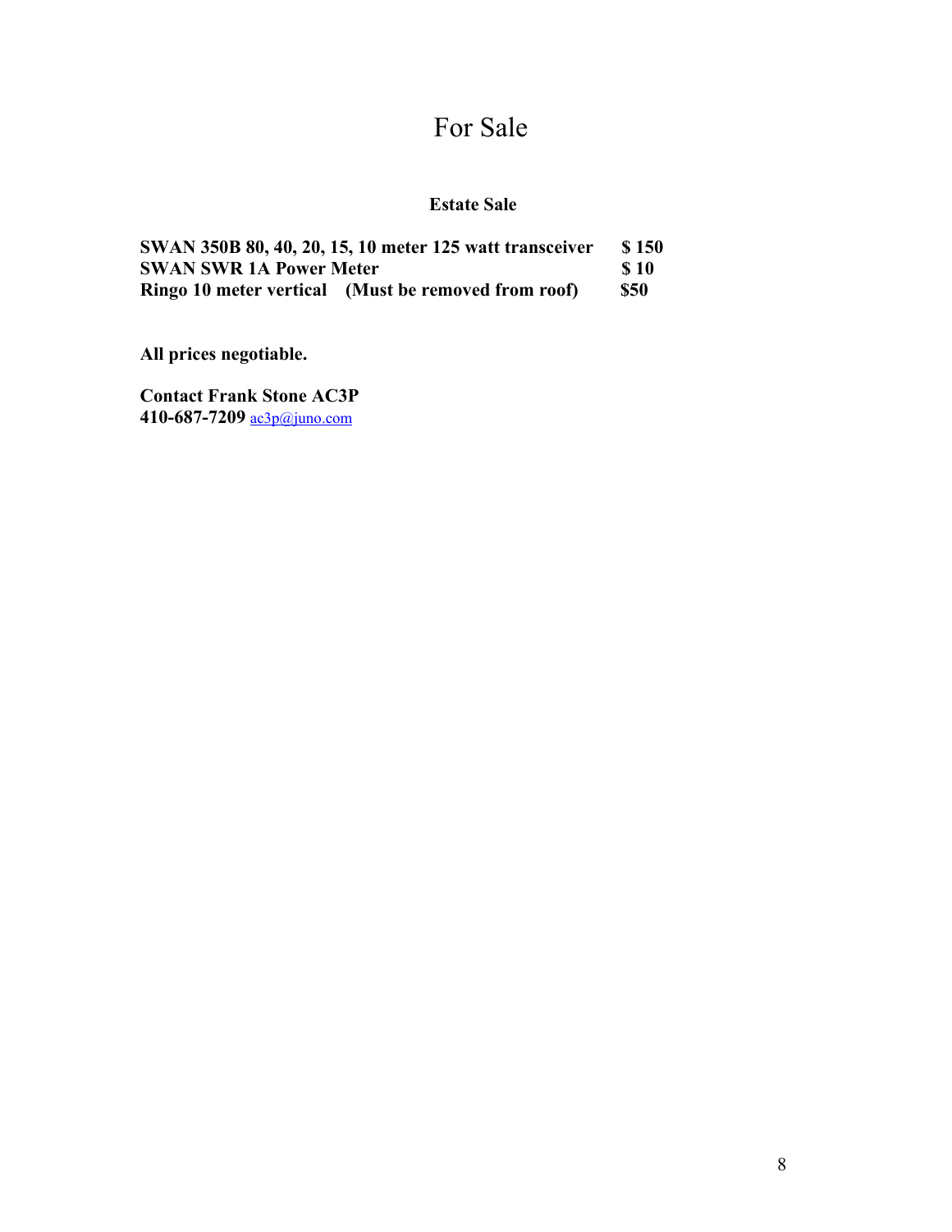# For Sale

**Estate Sale**

| | |
|---|---|
| **SWAN 350B 80, 40, 20, 15, 10 meter 125 watt transceiver** | **$ 150** |
| **SWAN SWR 1A Power Meter** | **$ 10** |
| **Ringo 10 meter vertical (Must be removed from roof)** | **$50** |

**All prices negotiable.**

**Contact Frank Stone AC3P**
**410-687-7209** ac3p@juno.com